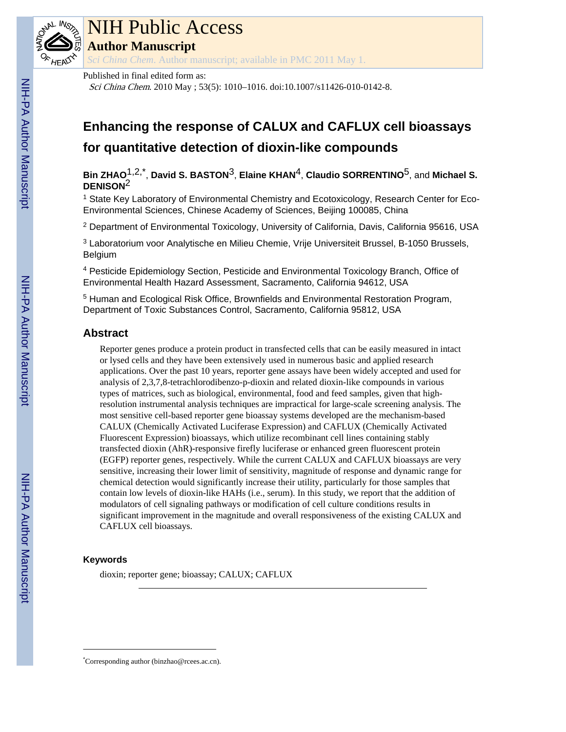# NIH Public Access

## Author Manuscript

*Sci China Chem*. Author manuscript; available in PMC 2011 May 1.

Published in final edited form as:

*Sci China Chem*. 2010 May ; 53(5): 1010–1016. doi:10.1007/s11426-010-0142-8.

# Enhancing the response of CALUX and CAFLUX cell bioassays for quantitative detection of dioxin-like compounds

**Bin ZHAO**[1,2,*], **David S. BASTON**[3], **Elaine KHAN**[4], **Claudio SORRENTINO**[5], and **Michael S. DENISON**[2]

[1] State Key Laboratory of Environmental Chemistry and Ecotoxicology, Research Center for Eco-Environmental Sciences, Chinese Academy of Sciences, Beijing 100085, China

[2] Department of Environmental Toxicology, University of California, Davis, California 95616, USA

[3] Laboratorium voor Analytische en Milieu Chemie, Vrije Universiteit Brussel, B-1050 Brussels, Belgium

[4] Pesticide Epidemiology Section, Pesticide and Environmental Toxicology Branch, Office of Environmental Health Hazard Assessment, Sacramento, California 94612, USA

[5] Human and Ecological Risk Office, Brownfields and Environmental Restoration Program, Department of Toxic Substances Control, Sacramento, California 95812, USA

## Abstract

Reporter genes produce a protein product in transfected cells that can be easily measured in intact or lysed cells and they have been extensively used in numerous basic and applied research applications. Over the past 10 years, reporter gene assays have been widely accepted and used for analysis of 2,3,7,8-tetrachlorodibenzo-p-dioxin and related dioxin-like compounds in various types of matrices, such as biological, environmental, food and feed samples, given that high-resolution instrumental analysis techniques are impractical for large-scale screening analysis. The most sensitive cell-based reporter gene bioassay systems developed are the mechanism-based CALUX (Chemically Activated Luciferase Expression) and CAFLUX (Chemically Activated Fluorescent Expression) bioassays, which utilize recombinant cell lines containing stably transfected dioxin (AhR)-responsive firefly luciferase or enhanced green fluorescent protein (EGFP) reporter genes, respectively. While the current CALUX and CAFLUX bioassays are very sensitive, increasing their lower limit of sensitivity, magnitude of response and dynamic range for chemical detection would significantly increase their utility, particularly for those samples that contain low levels of dioxin-like HAHs (i.e., serum). In this study, we report that the addition of modulators of cell signaling pathways or modification of cell culture conditions results in significant improvement in the magnitude and overall responsiveness of the existing CALUX and CAFLUX cell bioassays.

### Keywords

dioxin; reporter gene; bioassay; CALUX; CAFLUX

---

*Corresponding author (binzhao@rcees.ac.cn).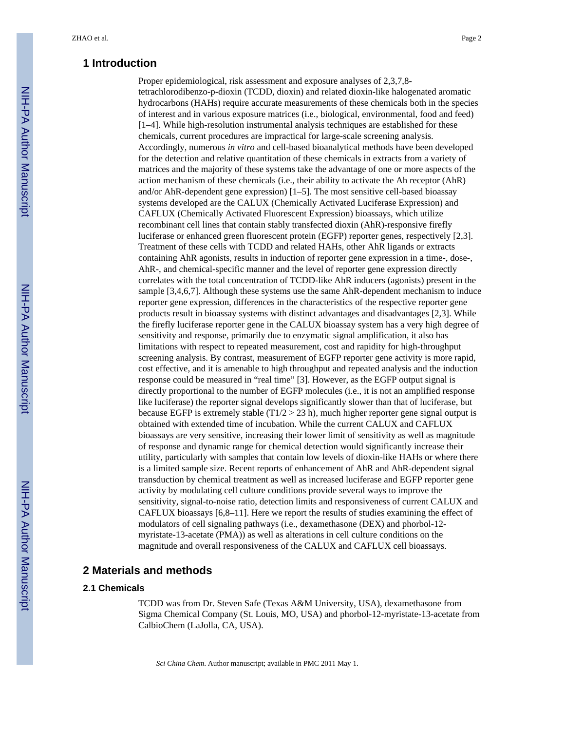## 1 Introduction

Proper epidemiological, risk assessment and exposure analyses of 2,3,7,8-tetrachlorodibenzo-p-dioxin (TCDD, dioxin) and related dioxin-like halogenated aromatic hydrocarbons (HAHs) require accurate measurements of these chemicals both in the species of interest and in various exposure matrices (i.e., biological, environmental, food and feed) [1–4]. While high-resolution instrumental analysis techniques are established for these chemicals, current procedures are impractical for large-scale screening analysis. Accordingly, numerous *in vitro* and cell-based bioanalytical methods have been developed for the detection and relative quantitation of these chemicals in extracts from a variety of matrices and the majority of these systems take the advantage of one or more aspects of the action mechanism of these chemicals (i.e., their ability to activate the Ah receptor (AhR) and/or AhR-dependent gene expression) [1–5]. The most sensitive cell-based bioassay systems developed are the CALUX (Chemically Activated Luciferase Expression) and CAFLUX (Chemically Activated Fluorescent Expression) bioassays, which utilize recombinant cell lines that contain stably transfected dioxin (AhR)-responsive firefly luciferase or enhanced green fluorescent protein (EGFP) reporter genes, respectively [2,3]. Treatment of these cells with TCDD and related HAHs, other AhR ligands or extracts containing AhR agonists, results in induction of reporter gene expression in a time-, dose-, AhR-, and chemical-specific manner and the level of reporter gene expression directly correlates with the total concentration of TCDD-like AhR inducers (agonists) present in the sample [3,4,6,7]. Although these systems use the same AhR-dependent mechanism to induce reporter gene expression, differences in the characteristics of the respective reporter gene products result in bioassay systems with distinct advantages and disadvantages [2,3]. While the firefly luciferase reporter gene in the CALUX bioassay system has a very high degree of sensitivity and response, primarily due to enzymatic signal amplification, it also has limitations with respect to repeated measurement, cost and rapidity for high-throughput screening analysis. By contrast, measurement of EGFP reporter gene activity is more rapid, cost effective, and it is amenable to high throughput and repeated analysis and the induction response could be measured in "real time" [3]. However, as the EGFP output signal is directly proportional to the number of EGFP molecules (i.e., it is not an amplified response like luciferase) the reporter signal develops significantly slower than that of luciferase, but because EGFP is extremely stable ($T_{1/2} > 23$ h), much higher reporter gene signal output is obtained with extended time of incubation. While the current CALUX and CAFLUX bioassays are very sensitive, increasing their lower limit of sensitivity as well as magnitude of response and dynamic range for chemical detection would significantly increase their utility, particularly with samples that contain low levels of dioxin-like HAHs or where there is a limited sample size. Recent reports of enhancement of AhR and AhR-dependent signal transduction by chemical treatment as well as increased luciferase and EGFP reporter gene activity by modulating cell culture conditions provide several ways to improve the sensitivity, signal-to-noise ratio, detection limits and responsiveness of current CALUX and CAFLUX bioassays [6,8–11]. Here we report the results of studies examining the effect of modulators of cell signaling pathways (i.e., dexamethasone (DEX) and phorbol-12-myristate-13-acetate (PMA)) as well as alterations in cell culture conditions on the magnitude and overall responsiveness of the CALUX and CAFLUX cell bioassays.

## 2 Materials and methods

### 2.1 Chemicals

TCDD was from Dr. Steven Safe (Texas A&M University, USA), dexamethasone from Sigma Chemical Company (St. Louis, MO, USA) and phorbol-12-myristate-13-acetate from CalbioChem (LaJolla, CA, USA).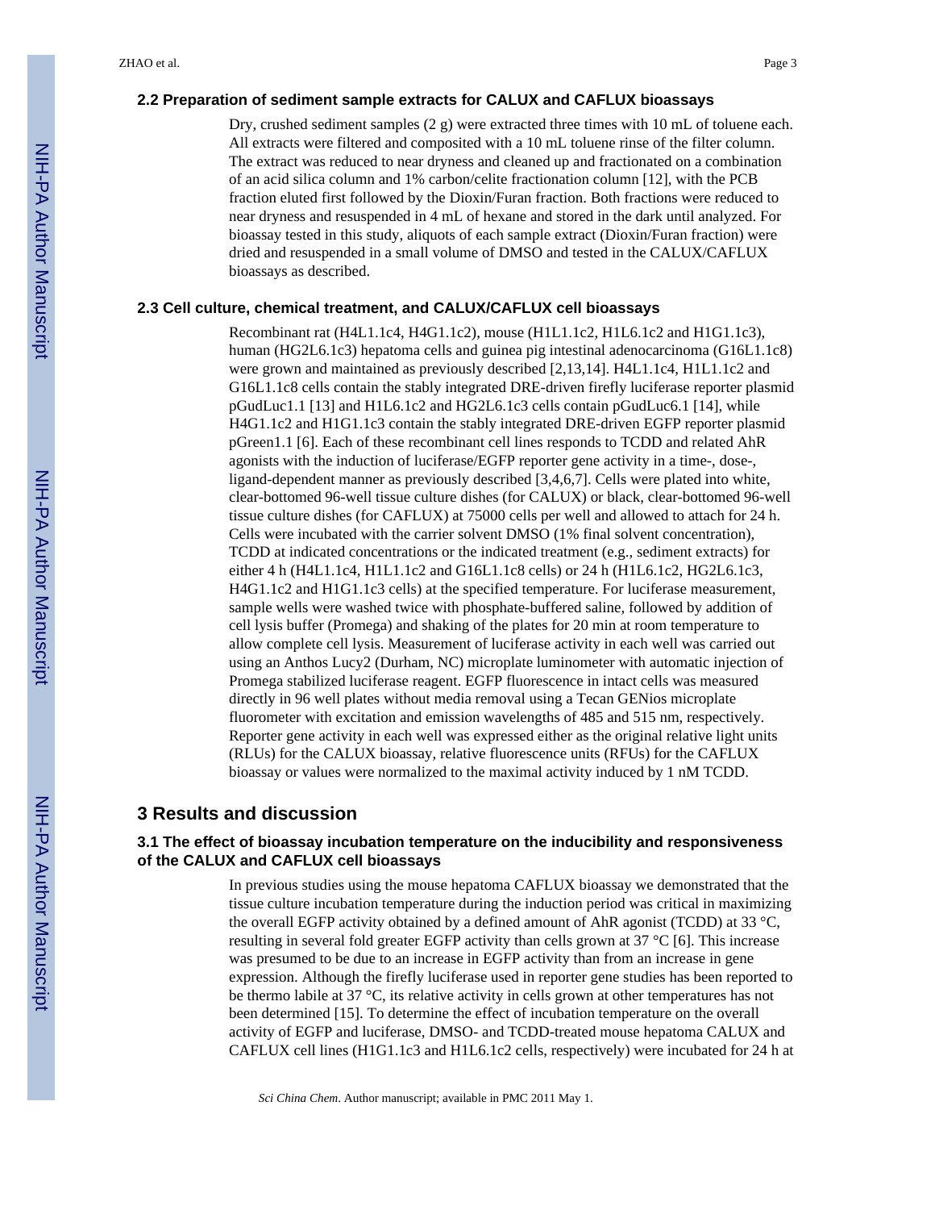### 2.2 Preparation of sediment sample extracts for CALUX and CAFLUX bioassays

Dry, crushed sediment samples (2 g) were extracted three times with 10 mL of toluene each. All extracts were filtered and composited with a 10 mL toluene rinse of the filter column. The extract was reduced to near dryness and cleaned up and fractionated on a combination of an acid silica column and 1% carbon/celite fractionation column [12], with the PCB fraction eluted first followed by the Dioxin/Furan fraction. Both fractions were reduced to near dryness and resuspended in 4 mL of hexane and stored in the dark until analyzed. For bioassay tested in this study, aliquots of each sample extract (Dioxin/Furan fraction) were dried and resuspended in a small volume of DMSO and tested in the CALUX/CAFLUX bioassays as described.

### 2.3 Cell culture, chemical treatment, and CALUX/CAFLUX cell bioassays

Recombinant rat (H4L1.1c4, H4G1.1c2), mouse (H1L1.1c2, H1L6.1c2 and H1G1.1c3), human (HG2L6.1c3) hepatoma cells and guinea pig intestinal adenocarcinoma (G16L1.1c8) were grown and maintained as previously described [2,13,14]. H4L1.1c4, H1L1.1c2 and G16L1.1c8 cells contain the stably integrated DRE-driven firefly luciferase reporter plasmid pGudLuc1.1 [13] and H1L6.1c2 and HG2L6.1c3 cells contain pGudLuc6.1 [14], while H4G1.1c2 and H1G1.1c3 contain the stably integrated DRE-driven EGFP reporter plasmid pGreen1.1 [6]. Each of these recombinant cell lines responds to TCDD and related AhR agonists with the induction of luciferase/EGFP reporter gene activity in a time-, dose-, ligand-dependent manner as previously described [3,4,6,7]. Cells were plated into white, clear-bottomed 96-well tissue culture dishes (for CALUX) or black, clear-bottomed 96-well tissue culture dishes (for CAFLUX) at 75000 cells per well and allowed to attach for 24 h. Cells were incubated with the carrier solvent DMSO (1% final solvent concentration), TCDD at indicated concentrations or the indicated treatment (e.g., sediment extracts) for either 4 h (H4L1.1c4, H1L1.1c2 and G16L1.1c8 cells) or 24 h (H1L6.1c2, HG2L6.1c3, H4G1.1c2 and H1G1.1c3 cells) at the specified temperature. For luciferase measurement, sample wells were washed twice with phosphate-buffered saline, followed by addition of cell lysis buffer (Promega) and shaking of the plates for 20 min at room temperature to allow complete cell lysis. Measurement of luciferase activity in each well was carried out using an Anthos Lucy2 (Durham, NC) microplate luminometer with automatic injection of Promega stabilized luciferase reagent. EGFP fluorescence in intact cells was measured directly in 96 well plates without media removal using a Tecan GENios microplate fluorometer with excitation and emission wavelengths of 485 and 515 nm, respectively. Reporter gene activity in each well was expressed either as the original relative light units (RLUs) for the CALUX bioassay, relative fluorescence units (RFUs) for the CAFLUX bioassay or values were normalized to the maximal activity induced by 1 nM TCDD.

## 3 Results and discussion

### 3.1 The effect of bioassay incubation temperature on the inducibility and responsiveness of the CALUX and CAFLUX cell bioassays

In previous studies using the mouse hepatoma CAFLUX bioassay we demonstrated that the tissue culture incubation temperature during the induction period was critical in maximizing the overall EGFP activity obtained by a defined amount of AhR agonist (TCDD) at 33 °C, resulting in several fold greater EGFP activity than cells grown at 37 °C [6]. This increase was presumed to be due to an increase in EGFP activity than from an increase in gene expression. Although the firefly luciferase used in reporter gene studies has been reported to be thermo labile at 37 °C, its relative activity in cells grown at other temperatures has not been determined [15]. To determine the effect of incubation temperature on the overall activity of EGFP and luciferase, DMSO- and TCDD-treated mouse hepatoma CALUX and CAFLUX cell lines (H1G1.1c3 and H1L6.1c2 cells, respectively) were incubated for 24 h at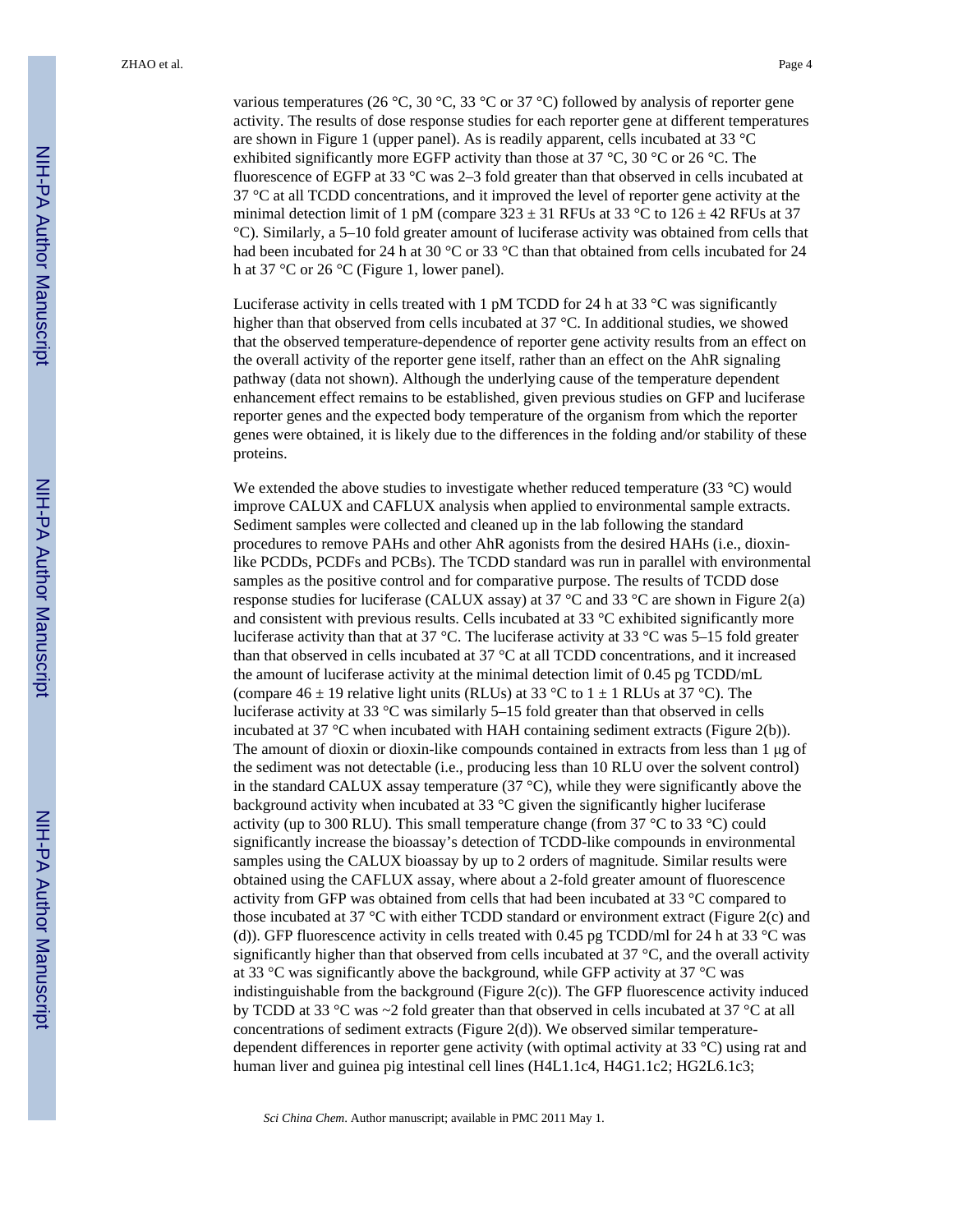various temperatures (26 °C, 30 °C, 33 °C or 37 °C) followed by analysis of reporter gene activity. The results of dose response studies for each reporter gene at different temperatures are shown in Figure 1 (upper panel). As is readily apparent, cells incubated at 33 °C exhibited significantly more EGFP activity than those at 37 °C, 30 °C or 26 °C. The fluorescence of EGFP at 33 °C was 2–3 fold greater than that observed in cells incubated at 37 °C at all TCDD concentrations, and it improved the level of reporter gene activity at the minimal detection limit of 1 pM (compare 323 ± 31 RFUs at 33 °C to 126 ± 42 RFUs at 37 °C). Similarly, a 5–10 fold greater amount of luciferase activity was obtained from cells that had been incubated for 24 h at 30 °C or 33 °C than that obtained from cells incubated for 24 h at 37 °C or 26 °C (Figure 1, lower panel).

Luciferase activity in cells treated with 1 pM TCDD for 24 h at 33 °C was significantly higher than that observed from cells incubated at 37 °C. In additional studies, we showed that the observed temperature-dependence of reporter gene activity results from an effect on the overall activity of the reporter gene itself, rather than an effect on the AhR signaling pathway (data not shown). Although the underlying cause of the temperature dependent enhancement effect remains to be established, given previous studies on GFP and luciferase reporter genes and the expected body temperature of the organism from which the reporter genes were obtained, it is likely due to the differences in the folding and/or stability of these proteins.

We extended the above studies to investigate whether reduced temperature (33 °C) would improve CALUX and CAFLUX analysis when applied to environmental sample extracts. Sediment samples were collected and cleaned up in the lab following the standard procedures to remove PAHs and other AhR agonists from the desired HAHs (i.e., dioxin-like PCDDs, PCDFs and PCBs). The TCDD standard was run in parallel with environmental samples as the positive control and for comparative purpose. The results of TCDD dose response studies for luciferase (CALUX assay) at 37 °C and 33 °C are shown in Figure 2(a) and consistent with previous results. Cells incubated at 33 °C exhibited significantly more luciferase activity than that at 37 °C. The luciferase activity at 33 °C was 5–15 fold greater than that observed in cells incubated at 37 °C at all TCDD concentrations, and it increased the amount of luciferase activity at the minimal detection limit of 0.45 pg TCDD/mL (compare 46 ± 19 relative light units (RLUs) at 33 °C to 1 ± 1 RLUs at 37 °C). The luciferase activity at 33 °C was similarly 5–15 fold greater than that observed in cells incubated at 37 °C when incubated with HAH containing sediment extracts (Figure 2(b)). The amount of dioxin or dioxin-like compounds contained in extracts from less than 1 μg of the sediment was not detectable (i.e., producing less than 10 RLU over the solvent control) in the standard CALUX assay temperature (37 °C), while they were significantly above the background activity when incubated at 33 °C given the significantly higher luciferase activity (up to 300 RLU). This small temperature change (from 37 °C to 33 °C) could significantly increase the bioassay's detection of TCDD-like compounds in environmental samples using the CALUX bioassay by up to 2 orders of magnitude. Similar results were obtained using the CAFLUX assay, where about a 2-fold greater amount of fluorescence activity from GFP was obtained from cells that had been incubated at 33 °C compared to those incubated at 37 °C with either TCDD standard or environment extract (Figure 2(c) and (d)). GFP fluorescence activity in cells treated with 0.45 pg TCDD/ml for 24 h at 33 °C was significantly higher than that observed from cells incubated at 37 °C, and the overall activity at 33 °C was significantly above the background, while GFP activity at 37 °C was indistinguishable from the background (Figure 2(c)). The GFP fluorescence activity induced by TCDD at 33 °C was ~2 fold greater than that observed in cells incubated at 37 °C at all concentrations of sediment extracts (Figure 2(d)). We observed similar temperature-dependent differences in reporter gene activity (with optimal activity at 33 °C) using rat and human liver and guinea pig intestinal cell lines (H4L1.1c4, H4G1.1c2; HG2L6.1c3;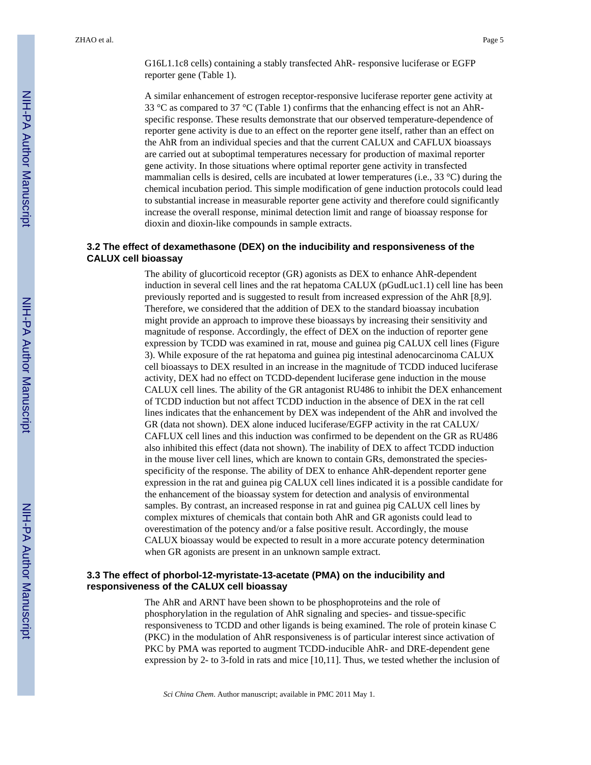G16L1.1c8 cells) containing a stably transfected AhR- responsive luciferase or EGFP reporter gene (Table 1).

A similar enhancement of estrogen receptor-responsive luciferase reporter gene activity at 33 °C as compared to 37 °C (Table 1) confirms that the enhancing effect is not an AhR-specific response. These results demonstrate that our observed temperature-dependence of reporter gene activity is due to an effect on the reporter gene itself, rather than an effect on the AhR from an individual species and that the current CALUX and CAFLUX bioassays are carried out at suboptimal temperatures necessary for production of maximal reporter gene activity. In those situations where optimal reporter gene activity in transfected mammalian cells is desired, cells are incubated at lower temperatures (i.e., 33 °C) during the chemical incubation period. This simple modification of gene induction protocols could lead to substantial increase in measurable reporter gene activity and therefore could significantly increase the overall response, minimal detection limit and range of bioassay response for dioxin and dioxin-like compounds in sample extracts.

### 3.2 The effect of dexamethasone (DEX) on the inducibility and responsiveness of the CALUX cell bioassay

The ability of glucorticoid receptor (GR) agonists as DEX to enhance AhR-dependent induction in several cell lines and the rat hepatoma CALUX (pGudLuc1.1) cell line has been previously reported and is suggested to result from increased expression of the AhR [8,9]. Therefore, we considered that the addition of DEX to the standard bioassay incubation might provide an approach to improve these bioassays by increasing their sensitivity and magnitude of response. Accordingly, the effect of DEX on the induction of reporter gene expression by TCDD was examined in rat, mouse and guinea pig CALUX cell lines (Figure 3). While exposure of the rat hepatoma and guinea pig intestinal adenocarcinoma CALUX cell bioassays to DEX resulted in an increase in the magnitude of TCDD induced luciferase activity, DEX had no effect on TCDD-dependent luciferase gene induction in the mouse CALUX cell lines. The ability of the GR antagonist RU486 to inhibit the DEX enhancement of TCDD induction but not affect TCDD induction in the absence of DEX in the rat cell lines indicates that the enhancement by DEX was independent of the AhR and involved the GR (data not shown). DEX alone induced luciferase/EGFP activity in the rat CALUX/ CAFLUX cell lines and this induction was confirmed to be dependent on the GR as RU486 also inhibited this effect (data not shown). The inability of DEX to affect TCDD induction in the mouse liver cell lines, which are known to contain GRs, demonstrated the species-specificity of the response. The ability of DEX to enhance AhR-dependent reporter gene expression in the rat and guinea pig CALUX cell lines indicated it is a possible candidate for the enhancement of the bioassay system for detection and analysis of environmental samples. By contrast, an increased response in rat and guinea pig CALUX cell lines by complex mixtures of chemicals that contain both AhR and GR agonists could lead to overestimation of the potency and/or a false positive result. Accordingly, the mouse CALUX bioassay would be expected to result in a more accurate potency determination when GR agonists are present in an unknown sample extract.

### 3.3 The effect of phorbol-12-myristate-13-acetate (PMA) on the inducibility and responsiveness of the CALUX cell bioassay

The AhR and ARNT have been shown to be phosphoproteins and the role of phosphorylation in the regulation of AhR signaling and species- and tissue-specific responsiveness to TCDD and other ligands is being examined. The role of protein kinase C (PKC) in the modulation of AhR responsiveness is of particular interest since activation of PKC by PMA was reported to augment TCDD-inducible AhR- and DRE-dependent gene expression by 2- to 3-fold in rats and mice [10,11]. Thus, we tested whether the inclusion of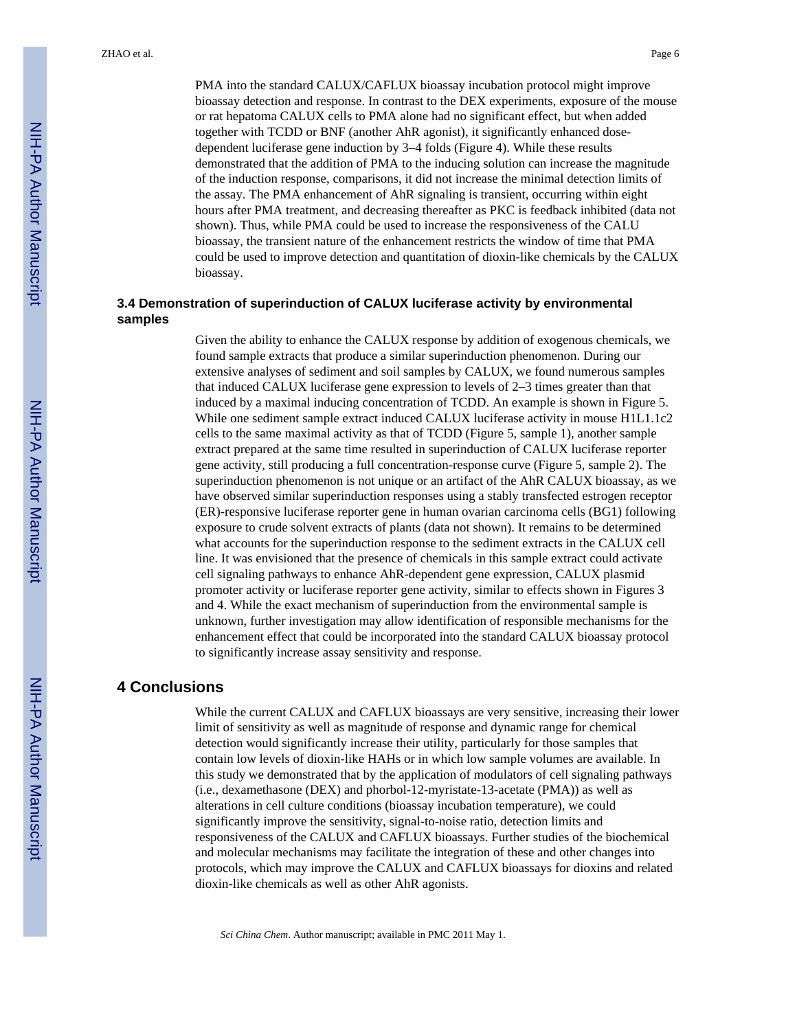PMA into the standard CALUX/CAFLUX bioassay incubation protocol might improve bioassay detection and response. In contrast to the DEX experiments, exposure of the mouse or rat hepatoma CALUX cells to PMA alone had no significant effect, but when added together with TCDD or BNF (another AhR agonist), it significantly enhanced dose-dependent luciferase gene induction by 3–4 folds (Figure 4). While these results demonstrated that the addition of PMA to the inducing solution can increase the magnitude of the induction response, comparisons, it did not increase the minimal detection limits of the assay. The PMA enhancement of AhR signaling is transient, occurring within eight hours after PMA treatment, and decreasing thereafter as PKC is feedback inhibited (data not shown). Thus, while PMA could be used to increase the responsiveness of the CALU bioassay, the transient nature of the enhancement restricts the window of time that PMA could be used to improve detection and quantitation of dioxin-like chemicals by the CALUX bioassay.

### 3.4 Demonstration of superinduction of CALUX luciferase activity by environmental samples

Given the ability to enhance the CALUX response by addition of exogenous chemicals, we found sample extracts that produce a similar superinduction phenomenon. During our extensive analyses of sediment and soil samples by CALUX, we found numerous samples that induced CALUX luciferase gene expression to levels of 2–3 times greater than that induced by a maximal inducing concentration of TCDD. An example is shown in Figure 5. While one sediment sample extract induced CALUX luciferase activity in mouse H1L1.1c2 cells to the same maximal activity as that of TCDD (Figure 5, sample 1), another sample extract prepared at the same time resulted in superinduction of CALUX luciferase reporter gene activity, still producing a full concentration-response curve (Figure 5, sample 2). The superinduction phenomenon is not unique or an artifact of the AhR CALUX bioassay, as we have observed similar superinduction responses using a stably transfected estrogen receptor (ER)-responsive luciferase reporter gene in human ovarian carcinoma cells (BG1) following exposure to crude solvent extracts of plants (data not shown). It remains to be determined what accounts for the superinduction response to the sediment extracts in the CALUX cell line. It was envisioned that the presence of chemicals in this sample extract could activate cell signaling pathways to enhance AhR-dependent gene expression, CALUX plasmid promoter activity or luciferase reporter gene activity, similar to effects shown in Figures 3 and 4. While the exact mechanism of superinduction from the environmental sample is unknown, further investigation may allow identification of responsible mechanisms for the enhancement effect that could be incorporated into the standard CALUX bioassay protocol to significantly increase assay sensitivity and response.

## 4 Conclusions

While the current CALUX and CAFLUX bioassays are very sensitive, increasing their lower limit of sensitivity as well as magnitude of response and dynamic range for chemical detection would significantly increase their utility, particularly for those samples that contain low levels of dioxin-like HAHs or in which low sample volumes are available. In this study we demonstrated that by the application of modulators of cell signaling pathways (i.e., dexamethasone (DEX) and phorbol-12-myristate-13-acetate (PMA)) as well as alterations in cell culture conditions (bioassay incubation temperature), we could significantly improve the sensitivity, signal-to-noise ratio, detection limits and responsiveness of the CALUX and CAFLUX bioassays. Further studies of the biochemical and molecular mechanisms may facilitate the integration of these and other changes into protocols, which may improve the CALUX and CAFLUX bioassays for dioxins and related dioxin-like chemicals as well as other AhR agonists.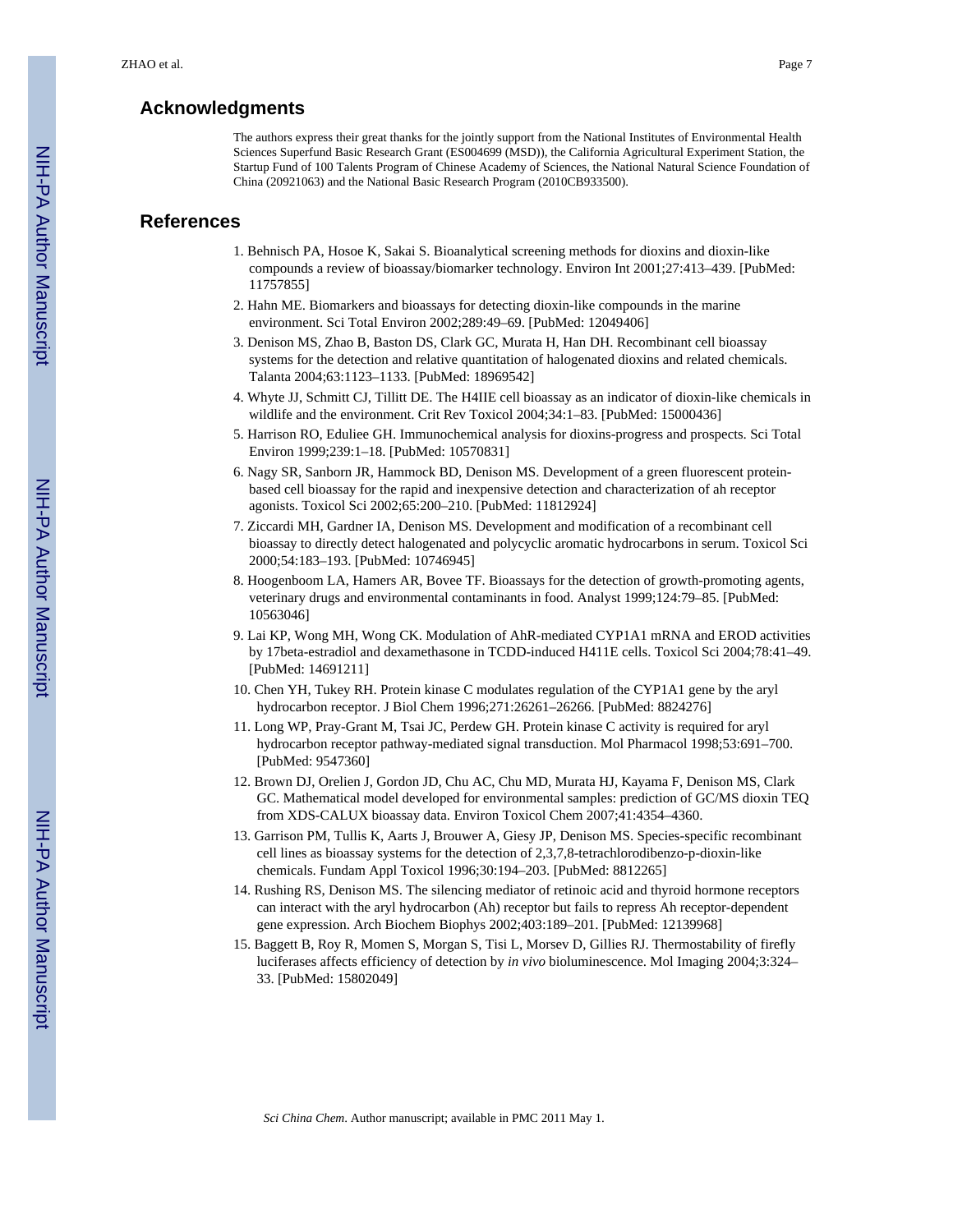## Acknowledgments

The authors express their great thanks for the jointly support from the National Institutes of Environmental Health Sciences Superfund Basic Research Grant (ES004699 (MSD)), the California Agricultural Experiment Station, the Startup Fund of 100 Talents Program of Chinese Academy of Sciences, the National Natural Science Foundation of China (20921063) and the National Basic Research Program (2010CB933500).

## References

1. Behnisch PA, Hosoe K, Sakai S. Bioanalytical screening methods for dioxins and dioxin-like compounds a review of bioassay/biomarker technology. Environ Int 2001;27:413–439. [PubMed: 11757855]
2. Hahn ME. Biomarkers and bioassays for detecting dioxin-like compounds in the marine environment. Sci Total Environ 2002;289:49–69. [PubMed: 12049406]
3. Denison MS, Zhao B, Baston DS, Clark GC, Murata H, Han DH. Recombinant cell bioassay systems for the detection and relative quantitation of halogenated dioxins and related chemicals. Talanta 2004;63:1123–1133. [PubMed: 18969542]
4. Whyte JJ, Schmitt CJ, Tillitt DE. The H4IIE cell bioassay as an indicator of dioxin-like chemicals in wildlife and the environment. Crit Rev Toxicol 2004;34:1–83. [PubMed: 15000436]
5. Harrison RO, Eduliee GH. Immunochemical analysis for dioxins-progress and prospects. Sci Total Environ 1999;239:1–18. [PubMed: 10570831]
6. Nagy SR, Sanborn JR, Hammock BD, Denison MS. Development of a green fluorescent protein-based cell bioassay for the rapid and inexpensive detection and characterization of ah receptor agonists. Toxicol Sci 2002;65:200–210. [PubMed: 11812924]
7. Ziccardi MH, Gardner IA, Denison MS. Development and modification of a recombinant cell bioassay to directly detect halogenated and polycyclic aromatic hydrocarbons in serum. Toxicol Sci 2000;54:183–193. [PubMed: 10746945]
8. Hoogenboom LA, Hamers AR, Bovee TF. Bioassays for the detection of growth-promoting agents, veterinary drugs and environmental contaminants in food. Analyst 1999;124:79–85. [PubMed: 10563046]
9. Lai KP, Wong MH, Wong CK. Modulation of AhR-mediated CYP1A1 mRNA and EROD activities by 17beta-estradiol and dexamethasone in TCDD-induced H411E cells. Toxicol Sci 2004;78:41–49. [PubMed: 14691211]
10. Chen YH, Tukey RH. Protein kinase C modulates regulation of the CYP1A1 gene by the aryl hydrocarbon receptor. J Biol Chem 1996;271:26261–26266. [PubMed: 8824276]
11. Long WP, Pray-Grant M, Tsai JC, Perdew GH. Protein kinase C activity is required for aryl hydrocarbon receptor pathway-mediated signal transduction. Mol Pharmacol 1998;53:691–700. [PubMed: 9547360]
12. Brown DJ, Orelien J, Gordon JD, Chu AC, Chu MD, Murata HJ, Kayama F, Denison MS, Clark GC. Mathematical model developed for environmental samples: prediction of GC/MS dioxin TEQ from XDS-CALUX bioassay data. Environ Toxicol Chem 2007;41:4354–4360.
13. Garrison PM, Tullis K, Aarts J, Brouwer A, Giesy JP, Denison MS. Species-specific recombinant cell lines as bioassay systems for the detection of 2,3,7,8-tetrachlorodibenzo-p-dioxin-like chemicals. Fundam Appl Toxicol 1996;30:194–203. [PubMed: 8812265]
14. Rushing RS, Denison MS. The silencing mediator of retinoic acid and thyroid hormone receptors can interact with the aryl hydrocarbon (Ah) receptor but fails to repress Ah receptor-dependent gene expression. Arch Biochem Biophys 2002;403:189–201. [PubMed: 12139968]
15. Baggett B, Roy R, Momen S, Morgan S, Tisi L, Morsev D, Gillies RJ. Thermostability of firefly luciferases affects efficiency of detection by *in vivo* bioluminescence. Mol Imaging 2004;3:324–33. [PubMed: 15802049]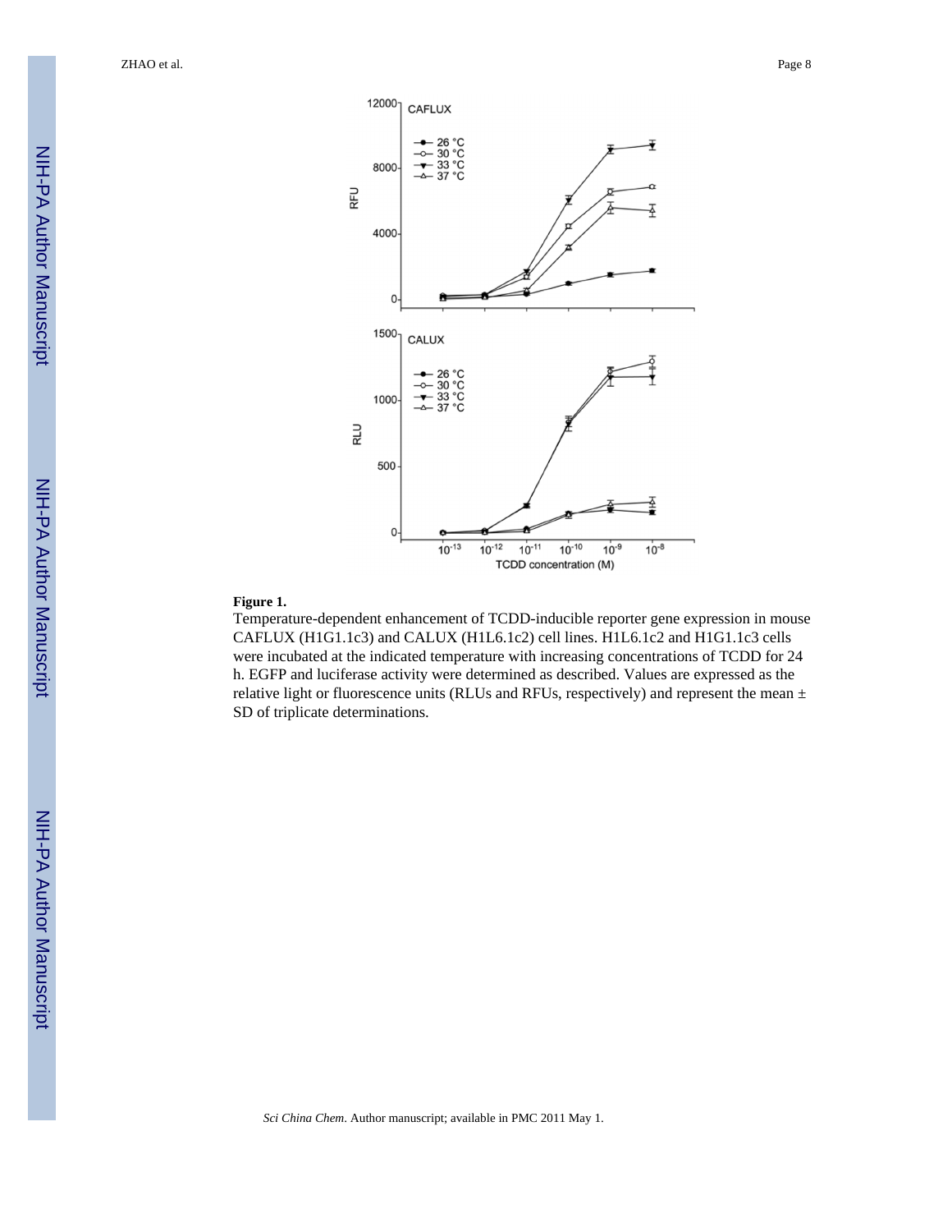**Figure 1.**

Temperature-dependent enhancement of TCDD-inducible reporter gene expression in mouse CAFLUX (H1G1.1c3) and CALUX (H1L6.1c2) cell lines. H1L6.1c2 and H1G1.1c3 cells were incubated at the indicated temperature with increasing concentrations of TCDD for 24 h. EGFP and luciferase activity were determined as described. Values are expressed as the relative light or fluorescence units (RLUs and RFUs, respectively) and represent the mean ± SD of triplicate determinations.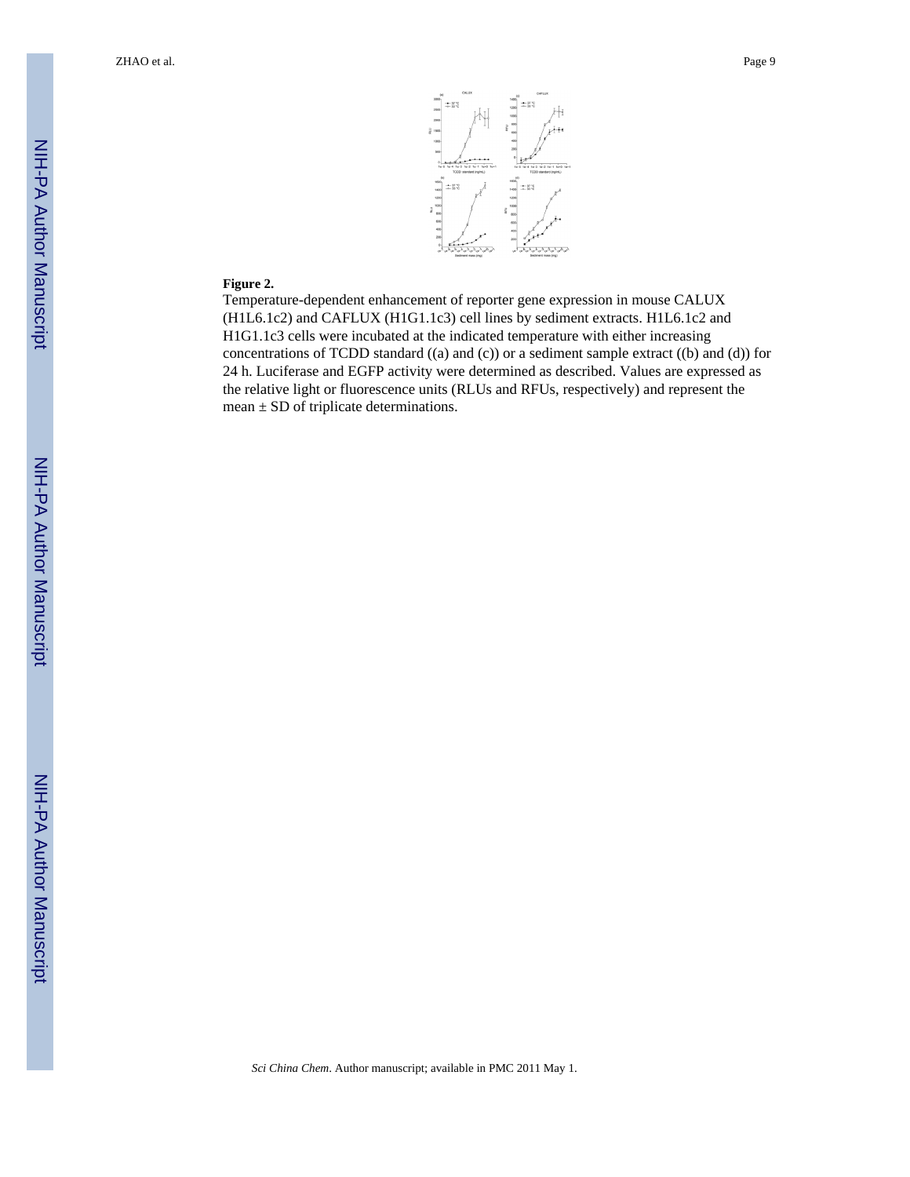**Figure 2.**

Temperature-dependent enhancement of reporter gene expression in mouse CALUX (H1L6.1c2) and CAFLUX (H1G1.1c3) cell lines by sediment extracts. H1L6.1c2 and H1G1.1c3 cells were incubated at the indicated temperature with either increasing concentrations of TCDD standard ((a) and (c)) or a sediment sample extract ((b) and (d)) for 24 h. Luciferase and EGFP activity were determined as described. Values are expressed as the relative light or fluorescence units (RLUs and RFUs, respectively) and represent the mean ± SD of triplicate determinations.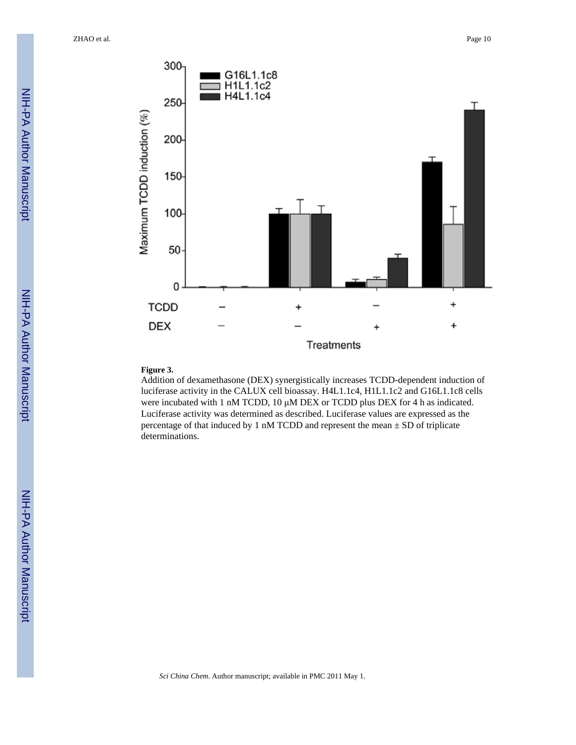**Figure 3.**

Addition of dexamethasone (DEX) synergistically increases TCDD-dependent induction of luciferase activity in the CALUX cell bioassay. H4L1.1c4, H1L1.1c2 and G16L1.1c8 cells were incubated with 1 nM TCDD, 10 μM DEX or TCDD plus DEX for 4 h as indicated. Luciferase activity was determined as described. Luciferase values are expressed as the percentage of that induced by 1 nM TCDD and represent the mean ± SD of triplicate determinations.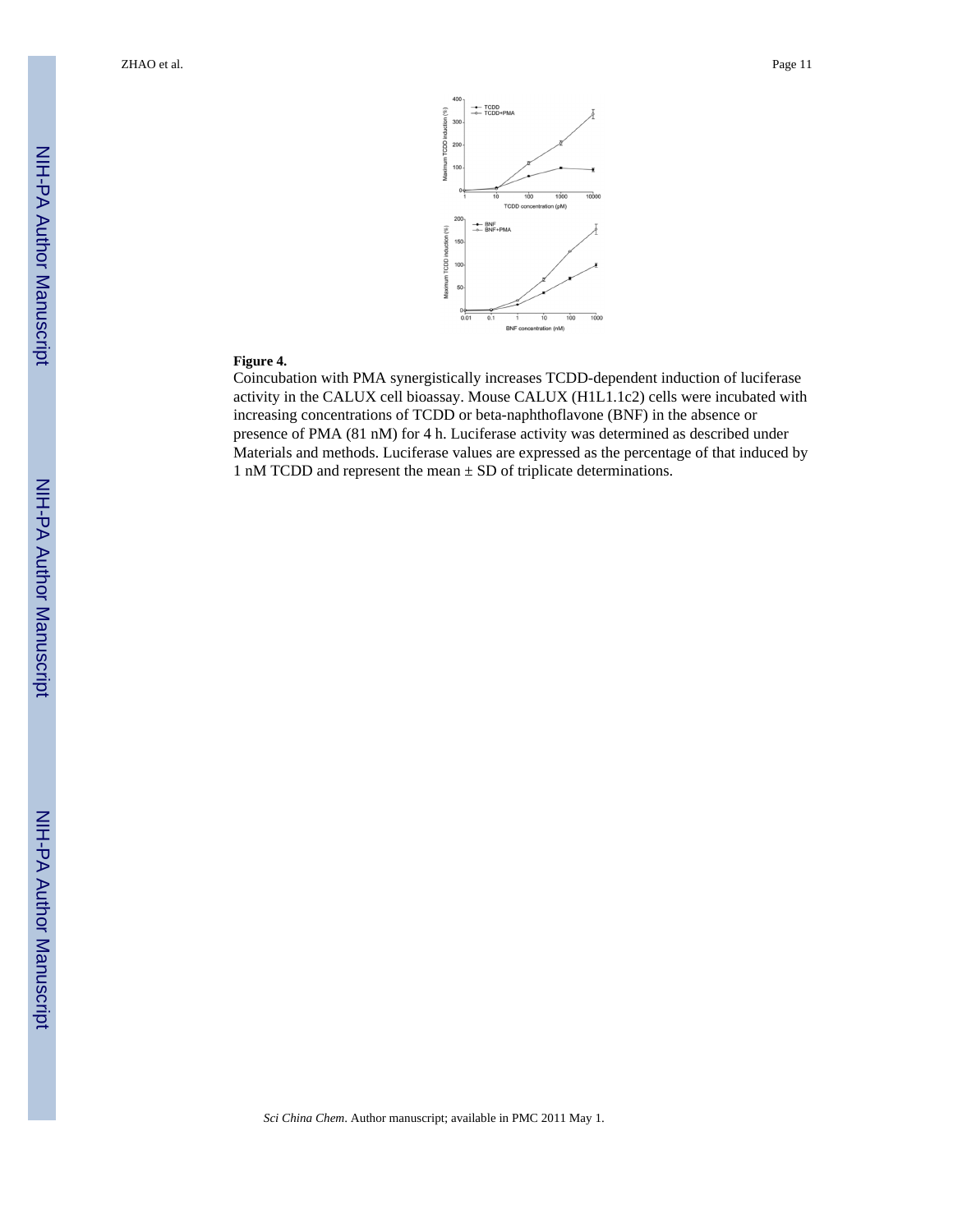**Figure 4.**

Coincubation with PMA synergistically increases TCDD-dependent induction of luciferase activity in the CALUX cell bioassay. Mouse CALUX (H1L1.1c2) cells were incubated with increasing concentrations of TCDD or beta-naphthoflavone (BNF) in the absence or presence of PMA (81 nM) for 4 h. Luciferase activity was determined as described under Materials and methods. Luciferase values are expressed as the percentage of that induced by 1 nM TCDD and represent the mean ± SD of triplicate determinations.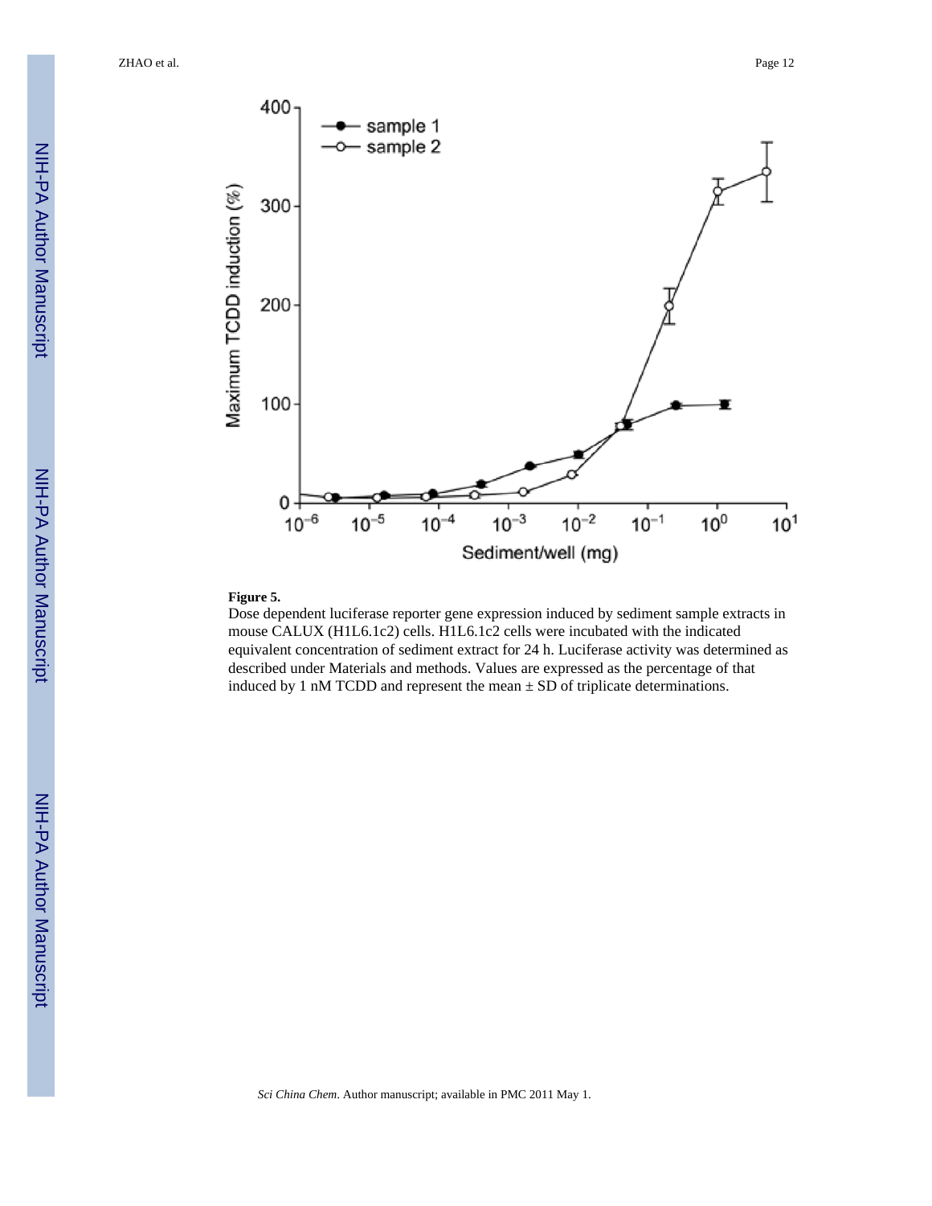**Figure 5.**

Dose dependent luciferase reporter gene expression induced by sediment sample extracts in mouse CALUX (H1L6.1c2) cells. H1L6.1c2 cells were incubated with the indicated equivalent concentration of sediment extract for 24 h. Luciferase activity was determined as described under Materials and methods. Values are expressed as the percentage of that induced by 1 nM TCDD and represent the mean ± SD of triplicate determinations.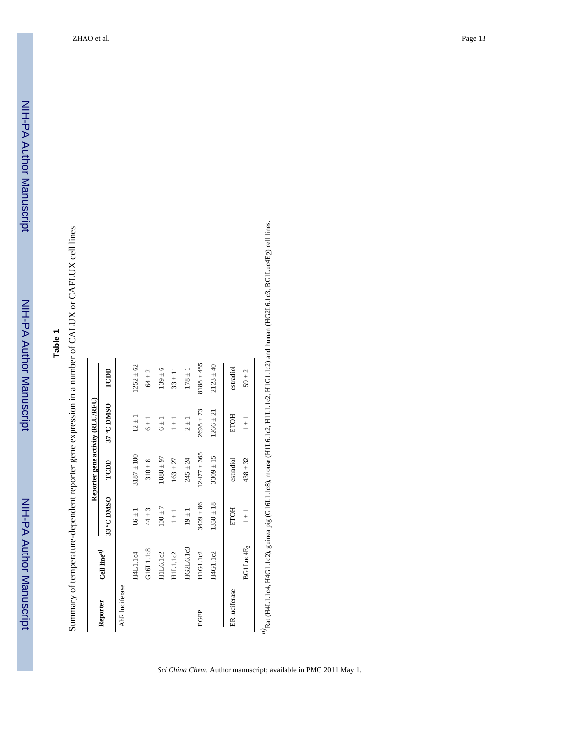## Table 1

Summary of temperature-dependent reporter gene expression in a number of CALUX or CAFLUX cell lines

| Reporter | Cell line[a] | Reporter gene activity (RLU/RFU) | | | |
|---|---|---|---|---|---|
| | | 33 °C DMSO | TCDD | 37 °C DMSO | TCDD |
| AhR luciferase | | | | | |
| | H4L1.1c4 | 86 ± 1 | 3187 ± 100 | 12 ± 1 | 1252 ± 62 |
| | G16L1.1c8 | 44 ± 3 | 310 ± 8 | 6 ± 1 | 64 ± 2 |
| | H1L6.1c2 | 100 ± 7 | 1080 ± 97 | 6 ± 1 | 139 ± 6 |
| | H1L1.1c2 | 1 ± 1 | 163 ± 27 | 1 ± 1 | 33 ± 11 |
| | HG2L6.1c3 | 19 ± 1 | 245 ± 24 | 2 ± 1 | 178 ± 1 |
| EGFP | H1G1.1c2 | 3409 ± 86 | 12477 ± 365 | 2698 ± 73 | 8188 ± 485 |
| | H4G1.1c2 | 1350 ± 18 | 3309 ± 15 | 1266 ± 21 | 2123 ± 40 |
| ER luciferase | | ETOH | estradiol | ETOH | estradiol |
| | BG1Luc4$E_2$ | 1 ± 1 | 438 ± 32 | 1 ± 1 | 59 ± 2 |

[a] Rat (H4L1.1c4, H4G1.1c2), guinea pig (G16L1.1c8), mouse (H1L6.1c2, H1L1.1c2, H1G1.1c2) and human (HG2L6.1c3, BG1Luc4$E_2$) cell lines.